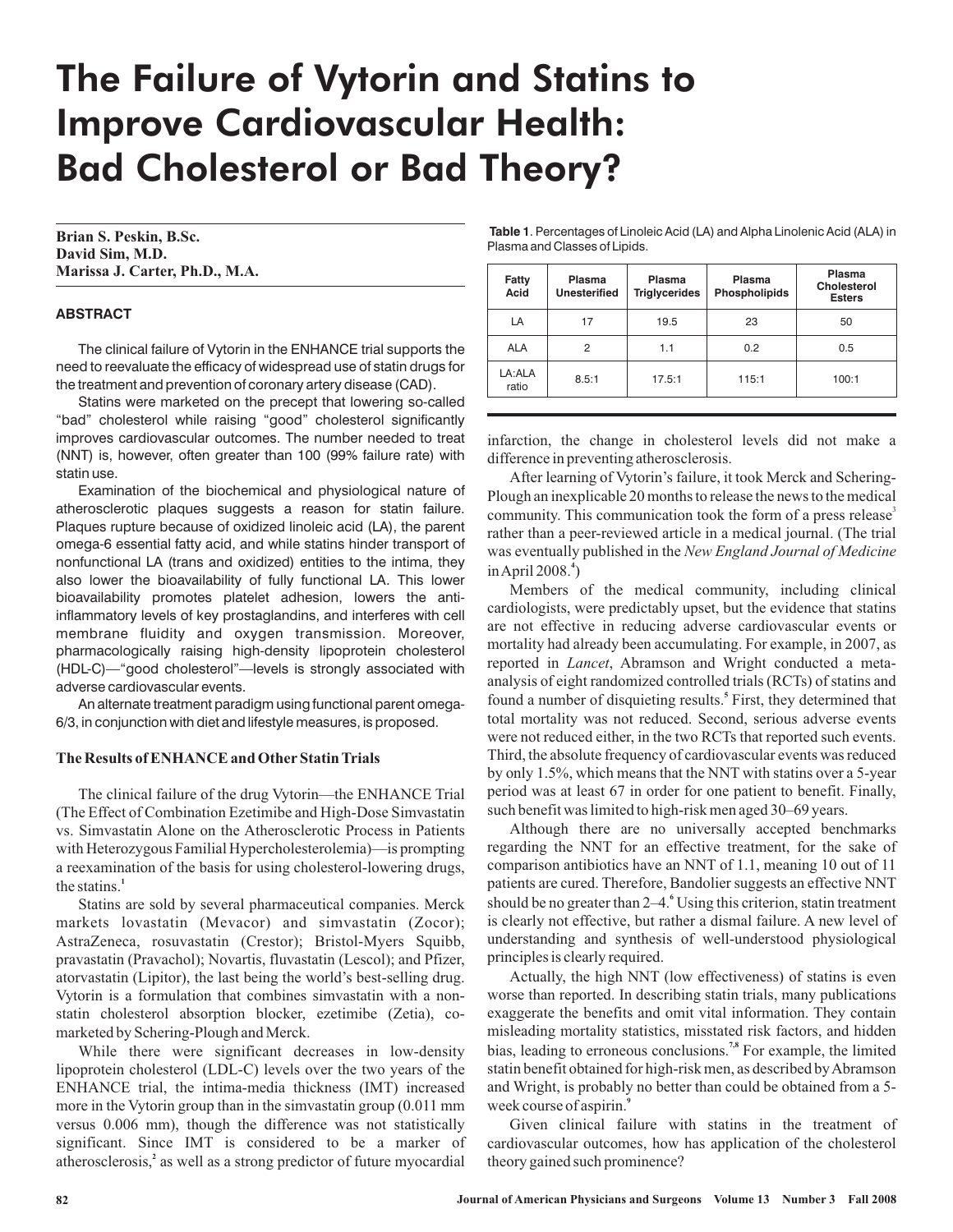# The Failure of Vytorin and Statins to Improve Cardiovascular Health: Bad Cholesterol or Bad Theory?

**Brian S. Peskin, B.Sc.**
**David Sim, M.D.**
**Marissa J. Carter, Ph.D., M.A.**

### ABSTRACT

The clinical failure of Vytorin in the ENHANCE trial supports the need to reevaluate the efficacy of widespread use of statin drugs for the treatment and prevention of coronary artery disease (CAD).

Statins were marketed on the precept that lowering so-called "bad" cholesterol while raising "good" cholesterol significantly improves cardiovascular outcomes. The number needed to treat (NNT) is, however, often greater than 100 (99% failure rate) with statin use.

Examination of the biochemical and physiological nature of atherosclerotic plaques suggests a reason for statin failure. Plaques rupture because of oxidized linoleic acid (LA), the parent omega-6 essential fatty acid, and while statins hinder transport of nonfunctional LA (trans and oxidized) entities to the intima, they also lower the bioavailability of fully functional LA. This lower bioavailability promotes platelet adhesion, lowers the anti-inflammatory levels of key prostaglandins, and interferes with cell membrane fluidity and oxygen transmission. Moreover, pharmacologically raising high-density lipoprotein cholesterol (HDL-C)—"good cholesterol"—levels is strongly associated with adverse cardiovascular events.

An alternate treatment paradigm using functional parent omega-6/3, in conjunction with diet and lifestyle measures, is proposed.

### The Results of ENHANCE and Other Statin Trials

The clinical failure of the drug Vytorin—the ENHANCE Trial (The Effect of Combination Ezetimibe and High-Dose Simvastatin vs. Simvastatin Alone on the Atherosclerotic Process in Patients with Heterozygous Familial Hypercholesterolemia)—is prompting a reexamination of the basis for using cholesterol-lowering drugs, the statins.[1]

Statins are sold by several pharmaceutical companies. Merck markets lovastatin (Mevacor) and simvastatin (Zocor); AstraZeneca, rosuvastatin (Crestor); Bristol-Myers Squibb, pravastatin (Pravachol); Novartis, fluvastatin (Lescol); and Pfizer, atorvastatin (Lipitor), the last being the world's best-selling drug. Vytorin is a formulation that combines simvastatin with a non-statin cholesterol absorption blocker, ezetimibe (Zetia), co-marketed by Schering-Plough and Merck.

While there were significant decreases in low-density lipoprotein cholesterol (LDL-C) levels over the two years of the ENHANCE trial, the intima-media thickness (IMT) increased more in the Vytorin group than in the simvastatin group (0.011 mm versus 0.006 mm), though the difference was not statistically significant. Since IMT is considered to be a marker of atherosclerosis,[2] as well as a strong predictor of future myocardial infarction, the change in cholesterol levels did not make a difference in preventing atherosclerosis.

**Table 1**. Percentages of Linoleic Acid (LA) and Alpha Linolenic Acid (ALA) in Plasma and Classes of Lipids.

| Fatty Acid | Plasma Unesterified | Plasma Triglycerides | Plasma Phospholipids | Plasma Cholesterol Esters |
|---|---|---|---|---|
| LA | 17 | 19.5 | 23 | 50 |
| ALA | 2 | 1.1 | 0.2 | 0.5 |
| LA:ALA ratio | 8.5:1 | 17.5:1 | 115:1 | 100:1 |

After learning of Vytorin's failure, it took Merck and Schering-Plough an inexplicable 20 months to release the news to the medical community. This communication took the form of a press release[3] rather than a peer-reviewed article in a medical journal. (The trial was eventually published in the *New England Journal of Medicine* in April 2008.[4])

Members of the medical community, including clinical cardiologists, were predictably upset, but the evidence that statins are not effective in reducing adverse cardiovascular events or mortality had already been accumulating. For example, in 2007, as reported in *Lancet*, Abramson and Wright conducted a meta-analysis of eight randomized controlled trials (RCTs) of statins and found a number of disquieting results.[5] First, they determined that total mortality was not reduced. Second, serious adverse events were not reduced either, in the two RCTs that reported such events. Third, the absolute frequency of cardiovascular events was reduced by only 1.5%, which means that the NNT with statins over a 5-year period was at least 67 in order for one patient to benefit. Finally, such benefit was limited to high-risk men aged 30–69 years.

Although there are no universally accepted benchmarks regarding the NNT for an effective treatment, for the sake of comparison antibiotics have an NNT of 1.1, meaning 10 out of 11 patients are cured. Therefore, Bandolier suggests an effective NNT should be no greater than 2–4.[6] Using this criterion, statin treatment is clearly not effective, but rather a dismal failure. A new level of understanding and synthesis of well-understood physiological principles is clearly required.

Actually, the high NNT (low effectiveness) of statins is even worse than reported. In describing statin trials, many publications exaggerate the benefits and omit vital information. They contain misleading mortality statistics, misstated risk factors, and hidden bias, leading to erroneous conclusions.[7,8] For example, the limited statin benefit obtained for high-risk men, as described by Abramson and Wright, is probably no better than could be obtained from a 5-week course of aspirin.[9]

Given clinical failure with statins in the treatment of cardiovascular outcomes, how has application of the cholesterol theory gained such prominence?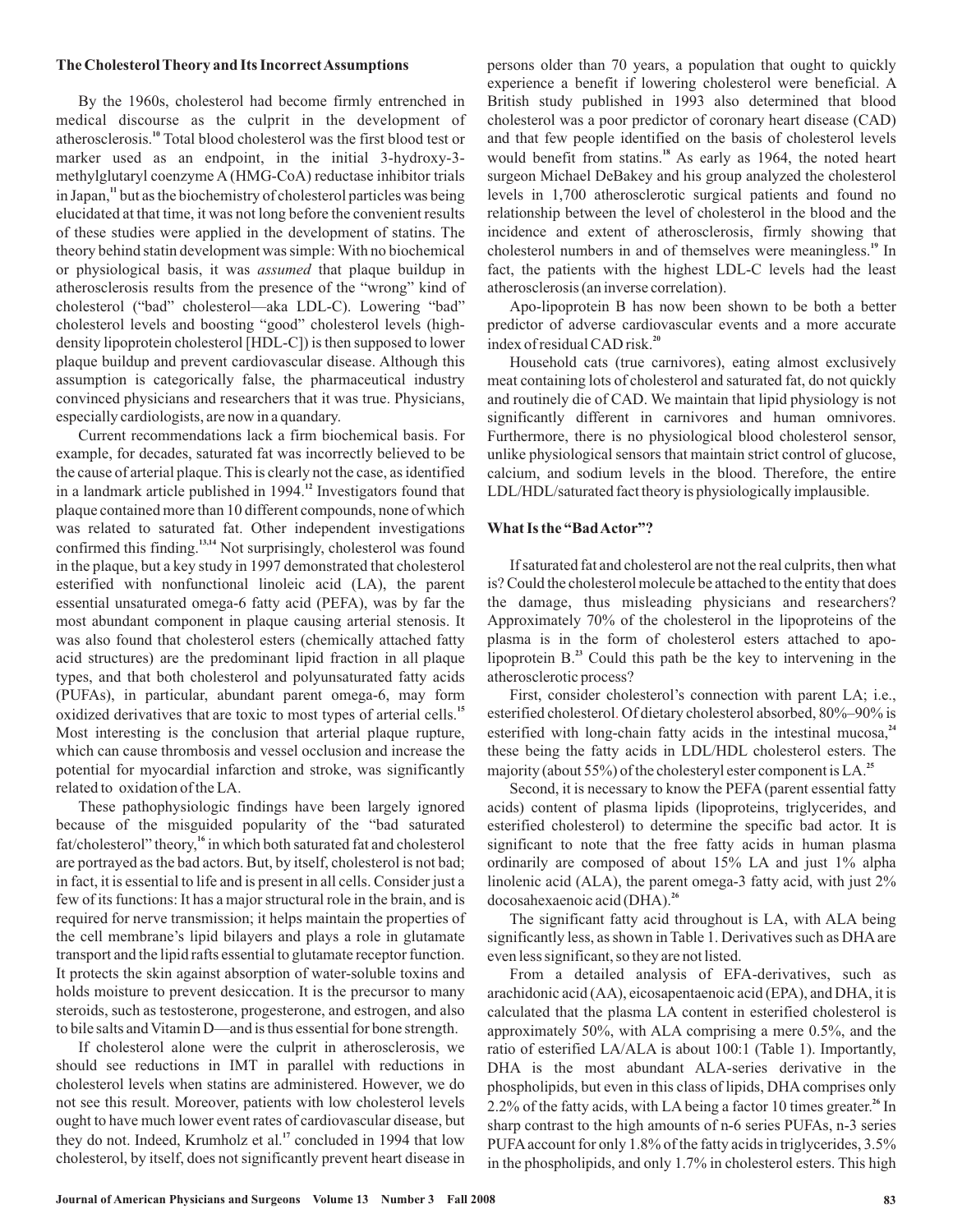## The Cholesterol Theory and Its Incorrect Assumptions

By the 1960s, cholesterol had become firmly entrenched in medical discourse as the culprit in the development of atherosclerosis.[10] Total blood cholesterol was the first blood test or marker used as an endpoint, in the initial 3-hydroxy-3-methylglutaryl coenzyme A (HMG-CoA) reductase inhibitor trials in Japan,[11] but as the biochemistry of cholesterol particles was being elucidated at that time, it was not long before the convenient results of these studies were applied in the development of statins. The theory behind statin development was simple: With no biochemical or physiological basis, it was *assumed* that plaque buildup in atherosclerosis results from the presence of the "wrong" kind of cholesterol ("bad" cholesterol—aka LDL-C). Lowering "bad" cholesterol levels and boosting "good" cholesterol levels (high-density lipoprotein cholesterol [HDL-C]) is then supposed to lower plaque buildup and prevent cardiovascular disease. Although this assumption is categorically false, the pharmaceutical industry convinced physicians and researchers that it was true. Physicians, especially cardiologists, are now in a quandary.

Current recommendations lack a firm biochemical basis. For example, for decades, saturated fat was incorrectly believed to be the cause of arterial plaque. This is clearly not the case, as identified in a landmark article published in 1994.[12] Investigators found that plaque contained more than 10 different compounds, none of which was related to saturated fat. Other independent investigations confirmed this finding.[13,14] Not surprisingly, cholesterol was found in the plaque, but a key study in 1997 demonstrated that cholesterol esterified with nonfunctional linoleic acid (LA), the parent essential unsaturated omega-6 fatty acid (PEFA), was by far the most abundant component in plaque causing arterial stenosis. It was also found that cholesterol esters (chemically attached fatty acid structures) are the predominant lipid fraction in all plaque types, and that both cholesterol and polyunsaturated fatty acids (PUFAs), in particular, abundant parent omega-6, may form oxidized derivatives that are toxic to most types of arterial cells.[15] Most interesting is the conclusion that arterial plaque rupture, which can cause thrombosis and vessel occlusion and increase the potential for myocardial infarction and stroke, was significantly related to oxidation of the LA.

These pathophysiologic findings have been largely ignored because of the misguided popularity of the "bad saturated fat/cholesterol" theory,[16] in which both saturated fat and cholesterol are portrayed as the bad actors. But, by itself, cholesterol is not bad; in fact, it is essential to life and is present in all cells. Consider just a few of its functions: It has a major structural role in the brain, and is required for nerve transmission; it helps maintain the properties of the cell membrane's lipid bilayers and plays a role in glutamate transport and the lipid rafts essential to glutamate receptor function. It protects the skin against absorption of water-soluble toxins and holds moisture to prevent desiccation. It is the precursor to many steroids, such as testosterone, progesterone, and estrogen, and also to bile salts and Vitamin D—and is thus essential for bone strength.

If cholesterol alone were the culprit in atherosclerosis, we should see reductions in IMT in parallel with reductions in cholesterol levels when statins are administered. However, we do not see this result. Moreover, patients with low cholesterol levels ought to have much lower event rates of cardiovascular disease, but they do not. Indeed, Krumholz et al.[17] concluded in 1994 that low cholesterol, by itself, does not significantly prevent heart disease in persons older than 70 years, a population that ought to quickly experience a benefit if lowering cholesterol were beneficial. A British study published in 1993 also determined that blood cholesterol was a poor predictor of coronary heart disease (CAD) and that few people identified on the basis of cholesterol levels would benefit from statins.[18] As early as 1964, the noted heart surgeon Michael DeBakey and his group analyzed the cholesterol levels in 1,700 atherosclerotic surgical patients and found no relationship between the level of cholesterol in the blood and the incidence and extent of atherosclerosis, firmly showing that cholesterol numbers in and of themselves were meaningless.[19] In fact, the patients with the highest LDL-C levels had the least atherosclerosis (an inverse correlation).

Apo-lipoprotein B has now been shown to be both a better predictor of adverse cardiovascular events and a more accurate index of residual CAD risk.[20]

Household cats (true carnivores), eating almost exclusively meat containing lots of cholesterol and saturated fat, do not quickly and routinely die of CAD. We maintain that lipid physiology is not significantly different in carnivores and human omnivores. Furthermore, there is no physiological blood cholesterol sensor, unlike physiological sensors that maintain strict control of glucose, calcium, and sodium levels in the blood. Therefore, the entire LDL/HDL/saturated fact theory is physiologically implausible.

## What Is the "Bad Actor"?

If saturated fat and cholesterol are not the real culprits, then what is? Could the cholesterol molecule be attached to the entity that does the damage, thus misleading physicians and researchers? Approximately 70% of the cholesterol in the lipoproteins of the plasma is in the form of cholesterol esters attached to apo-lipoprotein B.[23] Could this path be the key to intervening in the atherosclerotic process?

First, consider cholesterol's connection with parent LA; i.e., esterified cholesterol. Of dietary cholesterol absorbed, 80%–90% is esterified with long-chain fatty acids in the intestinal mucosa,[24] these being the fatty acids in LDL/HDL cholesterol esters. The majority (about 55%) of the cholesteryl ester component is LA.[25]

Second, it is necessary to know the PEFA (parent essential fatty acids) content of plasma lipids (lipoproteins, triglycerides, and esterified cholesterol) to determine the specific bad actor. It is significant to note that the free fatty acids in human plasma ordinarily are composed of about 15% LA and just 1% alpha linolenic acid (ALA), the parent omega-3 fatty acid, with just 2% docosahexaenoic acid (DHA).[26]

The significant fatty acid throughout is LA, with ALA being significantly less, as shown in Table 1. Derivatives such as DHA are even less significant, so they are not listed.

From a detailed analysis of EFA-derivatives, such as arachidonic acid (AA), eicosapentaenoic acid (EPA), and DHA, it is calculated that the plasma LA content in esterified cholesterol is approximately 50%, with ALA comprising a mere 0.5%, and the ratio of esterified LA/ALA is about 100:1 (Table 1). Importantly, DHA is the most abundant ALA-series derivative in the phospholipids, but even in this class of lipids, DHA comprises only 2.2% of the fatty acids, with LA being a factor 10 times greater.[26] In sharp contrast to the high amounts of n-6 series PUFAs, n-3 series PUFA account for only 1.8% of the fatty acids in triglycerides, 3.5% in the phospholipids, and only 1.7% in cholesterol esters. This high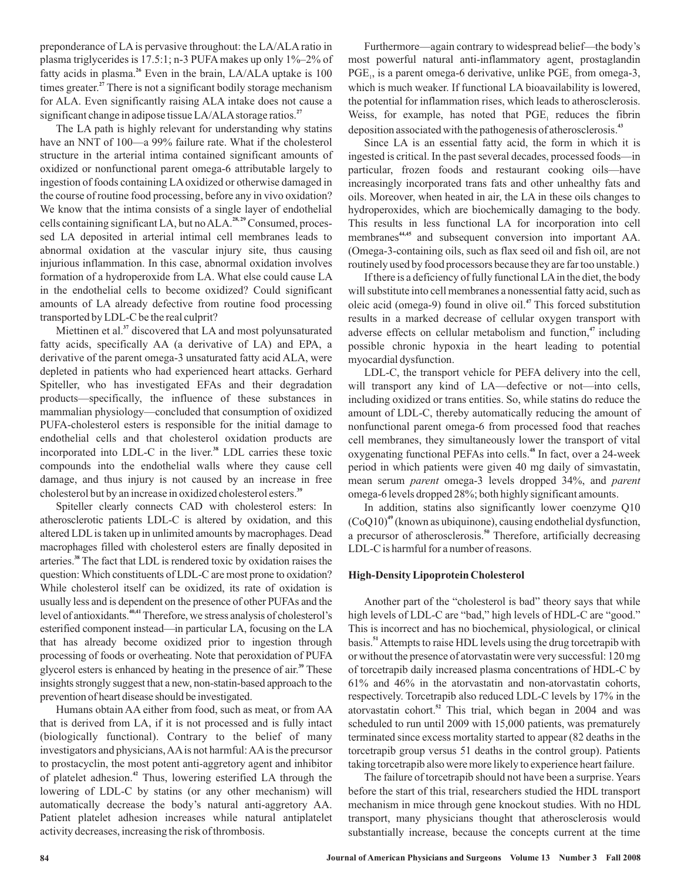preponderance of LA is pervasive throughout: the LA/ALA ratio in plasma triglycerides is 17.5:1; n-3 PUFA makes up only 1%–2% of fatty acids in plasma.[26] Even in the brain, LA/ALA uptake is 100 times greater.[27] There is not a significant bodily storage mechanism for ALA. Even significantly raising ALA intake does not cause a significant change in adipose tissue LA/ALA storage ratios.[27]

The LA path is highly relevant for understanding why statins have an NNT of 100—a 99% failure rate. What if the cholesterol structure in the arterial intima contained significant amounts of oxidized or nonfunctional parent omega-6 attributable largely to ingestion of foods containing LA oxidized or otherwise damaged in the course of routine food processing, before any in vivo oxidation? We know that the intima consists of a single layer of endothelial cells containing significant LA, but no ALA.[28,29] Consumed, processed LA deposited in arterial intimal cell membranes leads to abnormal oxidation at the vascular injury site, thus causing injurious inflammation. In this case, abnormal oxidation involves formation of a hydroperoxide from LA. What else could cause LA in the endothelial cells to become oxidized? Could significant amounts of LA already defective from routine food processing transported by LDL-C be the real culprit?

Miettinen et al.[37] discovered that LA and most polyunsaturated fatty acids, specifically AA (a derivative of LA) and EPA, a derivative of the parent omega-3 unsaturated fatty acid ALA, were depleted in patients who had experienced heart attacks. Gerhard Spiteller, who has investigated EFAs and their degradation products—specifically, the influence of these substances in mammalian physiology—concluded that consumption of oxidized PUFA-cholesterol esters is responsible for the initial damage to endothelial cells and that cholesterol oxidation products are incorporated into LDL-C in the liver.[38] LDL carries these toxic compounds into the endothelial walls where they cause cell damage, and thus injury is not caused by an increase in free cholesterol but by an increase in oxidized cholesterol esters.[39]

Spiteller clearly connects CAD with cholesterol esters: In atherosclerotic patients LDL-C is altered by oxidation, and this altered LDL is taken up in unlimited amounts by macrophages. Dead macrophages filled with cholesterol esters are finally deposited in arteries.[38] The fact that LDL is rendered toxic by oxidation raises the question: Which constituents of LDL-C are most prone to oxidation? While cholesterol itself can be oxidized, its rate of oxidation is usually less and is dependent on the presence of other PUFAs and the level of antioxidants.[40,41] Therefore, we stress analysis of cholesterol's esterified component instead—in particular LA, focusing on the LA that has already become oxidized prior to ingestion through processing of foods or overheating. Note that peroxidation of PUFA glycerol esters is enhanced by heating in the presence of air.[39] These insights strongly suggest that a new, non-statin-based approach to the prevention of heart disease should be investigated.

Humans obtain AA either from food, such as meat, or from AA that is derived from LA, if it is not processed and is fully intact (biologically functional). Contrary to the belief of many investigators and physicians, AA is not harmful: AA is the precursor to prostacyclin, the most potent anti-aggretory agent and inhibitor of platelet adhesion.[42] Thus, lowering esterified LA through the lowering of LDL-C by statins (or any other mechanism) will automatically decrease the body's natural anti-aggretory AA. Patient platelet adhesion increases while natural antiplatelet activity decreases, increasing the risk of thrombosis.

Furthermore—again contrary to widespread belief—the body's most powerful natural anti-inflammatory agent, prostaglandin $PGE_1$, is a parent omega-6 derivative, unlike $PGE_3$ from omega-3, which is much weaker. If functional LA bioavailability is lowered, the potential for inflammation rises, which leads to atherosclerosis. Weiss, for example, has noted that $PGE_1$ reduces the fibrin deposition associated with the pathogenesis of atherosclerosis.[43]

Since LA is an essential fatty acid, the form in which it is ingested is critical. In the past several decades, processed foods—in particular, frozen foods and restaurant cooking oils—have increasingly incorporated trans fats and other unhealthy fats and oils. Moreover, when heated in air, the LA in these oils changes to hydroperoxides, which are biochemically damaging to the body. This results in less functional LA for incorporation into cell membranes[44,45] and subsequent conversion into important AA. (Omega-3-containing oils, such as flax seed oil and fish oil, are not routinely used by food processors because they are far too unstable.)

If there is a deficiency of fully functional LA in the diet, the body will substitute into cell membranes a nonessential fatty acid, such as oleic acid (omega-9) found in olive oil.[47] This forced substitution results in a marked decrease of cellular oxygen transport with adverse effects on cellular metabolism and function,[47] including possible chronic hypoxia in the heart leading to potential myocardial dysfunction.

LDL-C, the transport vehicle for PEFA delivery into the cell, will transport any kind of LA—defective or not—into cells, including oxidized or trans entities. So, while statins do reduce the amount of LDL-C, thereby automatically reducing the amount of nonfunctional parent omega-6 from processed food that reaches cell membranes, they simultaneously lower the transport of vital oxygenating functional PEFAs into cells.[48] In fact, over a 24-week period in which patients were given 40 mg daily of simvastatin, mean serum *parent* omega-3 levels dropped 34%, and *parent* omega-6 levels dropped 28%; both highly significant amounts.

In addition, statins also significantly lower coenzyme Q10 (CoQ10)[49] (known as ubiquinone), causing endothelial dysfunction, a precursor of atherosclerosis.[50] Therefore, artificially decreasing LDL-C is harmful for a number of reasons.

### High-Density Lipoprotein Cholesterol

Another part of the "cholesterol is bad" theory says that while high levels of LDL-C are "bad," high levels of HDL-C are "good." This is incorrect and has no biochemical, physiological, or clinical basis.[51] Attempts to raise HDL levels using the drug torcetrapib with or without the presence of atorvastatin were very successful: 120 mg of torcetrapib daily increased plasma concentrations of HDL-C by 61% and 46% in the atorvastatin and non-atorvastatin cohorts, respectively. Torcetrapib also reduced LDL-C levels by 17% in the atorvastatin cohort.[52] This trial, which began in 2004 and was scheduled to run until 2009 with 15,000 patients, was prematurely terminated since excess mortality started to appear (82 deaths in the torcetrapib group versus 51 deaths in the control group). Patients taking torcetrapib also were more likely to experience heart failure.

The failure of torcetrapib should not have been a surprise. Years before the start of this trial, researchers studied the HDL transport mechanism in mice through gene knockout studies. With no HDL transport, many physicians thought that atherosclerosis would substantially increase, because the concepts current at the time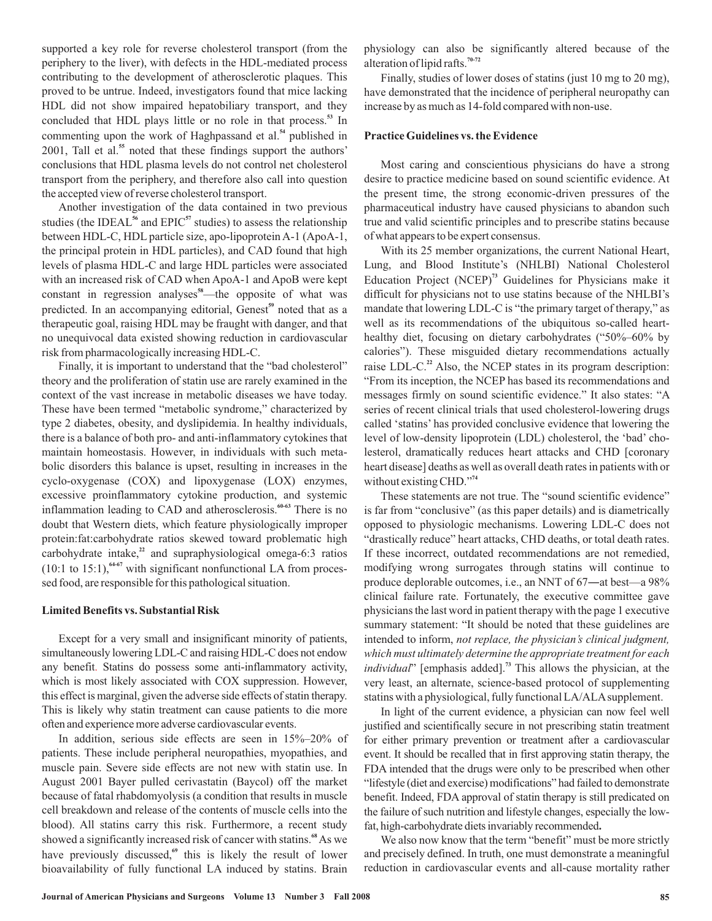supported a key role for reverse cholesterol transport (from the periphery to the liver), with defects in the HDL-mediated process contributing to the development of atherosclerotic plaques. This proved to be untrue. Indeed, investigators found that mice lacking HDL did not show impaired hepatobiliary transport, and they concluded that HDL plays little or no role in that process.[53] In commenting upon the work of Haghpassand et al.[54] published in 2001, Tall et al.[55] noted that these findings support the authors' conclusions that HDL plasma levels do not control net cholesterol transport from the periphery, and therefore also call into question the accepted view of reverse cholesterol transport.

Another investigation of the data contained in two previous studies (the IDEAL[56] and EPIC[57] studies) to assess the relationship between HDL-C, HDL particle size, apo-lipoprotein A-1 (ApoA-1, the principal protein in HDL particles), and CAD found that high levels of plasma HDL-C and large HDL particles were associated with an increased risk of CAD when ApoA-1 and ApoB were kept constant in regression analyses[58]—the opposite of what was predicted. In an accompanying editorial, Genest[59] noted that as a therapeutic goal, raising HDL may be fraught with danger, and that no unequivocal data existed showing reduction in cardiovascular risk from pharmacologically increasing HDL-C.

Finally, it is important to understand that the "bad cholesterol" theory and the proliferation of statin use are rarely examined in the context of the vast increase in metabolic diseases we have today. These have been termed "metabolic syndrome," characterized by type 2 diabetes, obesity, and dyslipidemia. In healthy individuals, there is a balance of both pro- and anti-inflammatory cytokines that maintain homeostasis. However, in individuals with such metabolic disorders this balance is upset, resulting in increases in the cyclo-oxygenase (COX) and lipoxygenase (LOX) enzymes, excessive proinflammatory cytokine production, and systemic inflammation leading to CAD and atherosclerosis.[60-63] There is no doubt that Western diets, which feature physiologically improper protein:fat:carbohydrate ratios skewed toward problematic high carbohydrate intake,[22] and supraphysiological omega-6:3 ratios (10:1 to 15:1),[64-67] with significant nonfunctional LA from processed food, are responsible for this pathological situation.

### Limited Benefits vs. Substantial Risk

Except for a very small and insignificant minority of patients, simultaneously lowering LDL-C and raising HDL-C does not endow any benefit. Statins do possess some anti-inflammatory activity, which is most likely associated with COX suppression. However, this effect is marginal, given the adverse side effects of statin therapy. This is likely why statin treatment can cause patients to die more often and experience more adverse cardiovascular events.

In addition, serious side effects are seen in 15%–20% of patients. These include peripheral neuropathies, myopathies, and muscle pain. Severe side effects are not new with statin use. In August 2001 Bayer pulled cerivastatin (Baycol) off the market because of fatal rhabdomyolysis (a condition that results in muscle cell breakdown and release of the contents of muscle cells into the blood). All statins carry this risk. Furthermore, a recent study showed a significantly increased risk of cancer with statins.[68] As we have previously discussed,[69] this is likely the result of lower bioavailability of fully functional LA induced by statins. Brain physiology can also be significantly altered because of the alteration of lipid rafts.[70-72]

Finally, studies of lower doses of statins (just 10 mg to 20 mg), have demonstrated that the incidence of peripheral neuropathy can increase by as much as 14-fold compared with non-use.

### Practice Guidelines vs. the Evidence

Most caring and conscientious physicians do have a strong desire to practice medicine based on sound scientific evidence. At the present time, the strong economic-driven pressures of the pharmaceutical industry have caused physicians to abandon such true and valid scientific principles and to prescribe statins because of what appears to be expert consensus.

With its 25 member organizations, the current National Heart, Lung, and Blood Institute's (NHLBI) National Cholesterol Education Project (NCEP)[73] Guidelines for Physicians make it difficult for physicians not to use statins because of the NHLBI's mandate that lowering LDL-C is "the primary target of therapy," as well as its recommendations of the ubiquitous so-called heart-healthy diet, focusing on dietary carbohydrates ("50%–60% by calories"). These misguided dietary recommendations actually raise LDL-C.[22] Also, the NCEP states in its program description: "From its inception, the NCEP has based its recommendations and messages firmly on sound scientific evidence." It also states: "A series of recent clinical trials that used cholesterol-lowering drugs called 'statins' has provided conclusive evidence that lowering the level of low-density lipoprotein (LDL) cholesterol, the 'bad' cholesterol, dramatically reduces heart attacks and CHD [coronary heart disease] deaths as well as overall death rates in patients with or without existing CHD."[74]

These statements are not true. The "sound scientific evidence" is far from "conclusive" (as this paper details) and is diametrically opposed to physiologic mechanisms. Lowering LDL-C does not "drastically reduce" heart attacks, CHD deaths, or total death rates. If these incorrect, outdated recommendations are not remedied, modifying wrong surrogates through statins will continue to produce deplorable outcomes, i.e., an NNT of 67—at best—a 98% clinical failure rate. Fortunately, the executive committee gave physicians the last word in patient therapy with the page 1 executive summary statement: "It should be noted that these guidelines are intended to inform, *not replace, the physician's clinical judgment, which must ultimately determine the appropriate treatment for each individual*" [emphasis added].[73] This allows the physician, at the very least, an alternate, science-based protocol of supplementing statins with a physiological, fully functional LA/ALA supplement.

In light of the current evidence, a physician can now feel well justified and scientifically secure in not prescribing statin treatment for either primary prevention or treatment after a cardiovascular event. It should be recalled that in first approving statin therapy, the FDA intended that the drugs were only to be prescribed when other "lifestyle (diet and exercise) modifications" had failed to demonstrate benefit. Indeed, FDA approval of statin therapy is still predicated on the failure of such nutrition and lifestyle changes, especially the low-fat, high-carbohydrate diets invariably recommended.

We also now know that the term "benefit" must be more strictly and precisely defined. In truth, one must demonstrate a meaningful reduction in cardiovascular events and all-cause mortality rather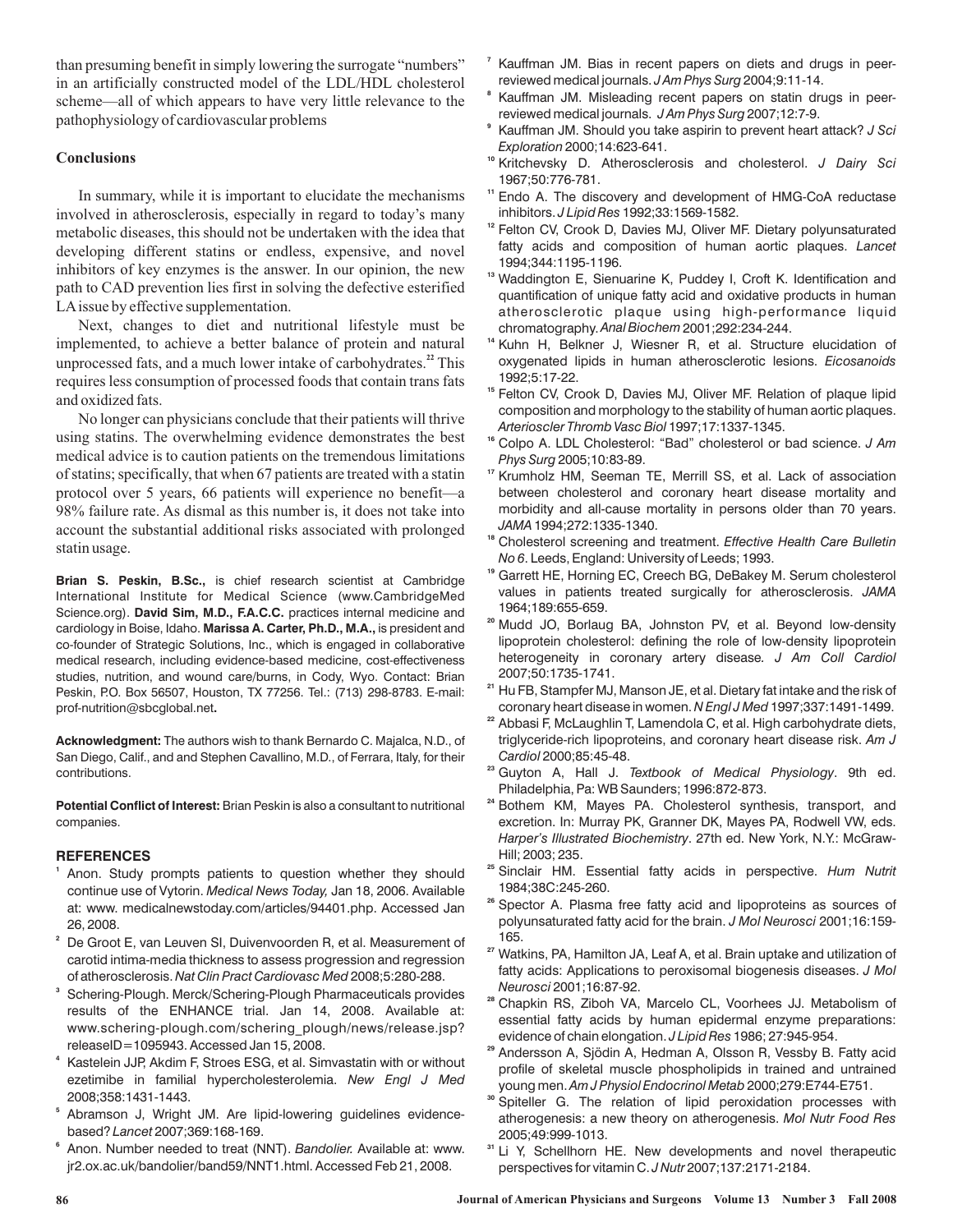than presuming benefit in simply lowering the surrogate "numbers" in an artificially constructed model of the LDL/HDL cholesterol scheme—all of which appears to have very little relevance to the pathophysiology of cardiovascular problems

## Conclusions

In summary, while it is important to elucidate the mechanisms involved in atherosclerosis, especially in regard to today's many metabolic diseases, this should not be undertaken with the idea that developing different statins or endless, expensive, and novel inhibitors of key enzymes is the answer. In our opinion, the new path to CAD prevention lies first in solving the defective esterified LA issue by effective supplementation.

Next, changes to diet and nutritional lifestyle must be implemented, to achieve a better balance of protein and natural unprocessed fats, and a much lower intake of carbohydrates.[22] This requires less consumption of processed foods that contain trans fats and oxidized fats.

No longer can physicians conclude that their patients will thrive using statins. The overwhelming evidence demonstrates the best medical advice is to caution patients on the tremendous limitations of statins; specifically, that when 67 patients are treated with a statin protocol over 5 years, 66 patients will experience no benefit—a 98% failure rate. As dismal as this number is, it does not take into account the substantial additional risks associated with prolonged statin usage.

**Brian S. Peskin, B.Sc.,** is chief research scientist at Cambridge International Institute for Medical Science (www.CambridgeMedScience.org). **David Sim, M.D., F.A.C.C.** practices internal medicine and cardiology in Boise, Idaho. **Marissa A. Carter, Ph.D., M.A.,** is president and co-founder of Strategic Solutions, Inc., which is engaged in collaborative medical research, including evidence-based medicine, cost-effectiveness studies, nutrition, and wound care/burns, in Cody, Wyo. Contact: Brian Peskin, P.O. Box 56507, Houston, TX 77256. Tel.: (713) 298-8783. E-mail: prof-nutrition@sbcglobal.net**.**

**Acknowledgment:** The authors wish to thank Bernardo C. Majalca, N.D., of San Diego, Calif., and and Stephen Cavallino, M.D., of Ferrara, Italy, for their contributions.

**Potential Conflict of Interest:** Brian Peskin is also a consultant to nutritional companies.

## REFERENCES

1. Anon. Study prompts patients to question whether they should continue use of Vytorin. *Medical News Today,* Jan 18, 2006. Available at: www. medicalnewstoday.com/articles/94401.php. Accessed Jan 26, 2008.
2. De Groot E, van Leuven SI, Duivenvoorden R, et al. Measurement of carotid intima-media thickness to assess progression and regression of atherosclerosis. *Nat Clin Pract Cardiovasc Med* 2008;5:280-288.
3. Schering-Plough. Merck/Schering-Plough Pharmaceuticals provides results of the ENHANCE trial. Jan 14, 2008. Available at: www.schering-plough.com/schering_plough/news/release.jsp?releaseID=1095943. Accessed Jan 15, 2008.
4. Kastelein JJP, Akdim F, Stroes ESG, et al. Simvastatin with or without ezetimibe in familial hypercholesterolemia. *New Engl J Med* 2008;358:1431-1443.
5. Abramson J, Wright JM. Are lipid-lowering guidelines evidence-based? *Lancet* 2007;369:168-169.
6. Anon. Number needed to treat (NNT). *Bandolier.* Available at: www. jr2.ox.ac.uk/bandolier/band59/NNT1.html. Accessed Feb 21, 2008.
7. Kauffman JM. Bias in recent papers on diets and drugs in peer-reviewed medical journals. *J Am Phys Surg* 2004;9:11-14.
8. Kauffman JM. Misleading recent papers on statin drugs in peer-reviewed medical journals. *J Am Phys Surg* 2007;12:7-9.
9. Kauffman JM. Should you take aspirin to prevent heart attack? *J Sci Exploration* 2000;14:623-641.
10. Kritchevsky D. Atherosclerosis and cholesterol. *J Dairy Sci* 1967;50:776-781.
11. Endo A. The discovery and development of HMG-CoA reductase inhibitors. *J Lipid Res* 1992;33:1569-1582.
12. Felton CV, Crook D, Davies MJ, Oliver MF. Dietary polyunsaturated fatty acids and composition of human aortic plaques. *Lancet* 1994;344:1195-1196.
13. Waddington E, Sienuarine K, Puddey I, Croft K. Identification and quantification of unique fatty acid and oxidative products in human atherosclerotic plaque using high-performance liquid chromatography. *Anal Biochem* 2001;292:234-244.
14. Kuhn H, Belkner J, Wiesner R, et al. Structure elucidation of oxygenated lipids in human atherosclerotic lesions. *Eicosanoids* 1992;5:17-22.
15. Felton CV, Crook D, Davies MJ, Oliver MF. Relation of plaque lipid composition and morphology to the stability of human aortic plaques. *Arterioscler Thromb Vasc Biol* 1997;17:1337-1345.
16. Colpo A. LDL Cholesterol: "Bad" cholesterol or bad science. *J Am Phys Surg* 2005;10:83-89.
17. Krumholz HM, Seeman TE, Merrill SS, et al. Lack of association between cholesterol and coronary heart disease mortality and morbidity and all-cause mortality in persons older than 70 years. *JAMA* 1994;272:1335-1340.
18. Cholesterol screening and treatment. *Effective Health Care Bulletin No 6*. Leeds, England: University of Leeds; 1993.
19. Garrett HE, Horning EC, Creech BG, DeBakey M. Serum cholesterol values in patients treated surgically for atherosclerosis. *JAMA* 1964;189:655-659.
20. Mudd JO, Borlaug BA, Johnston PV, et al. Beyond low-density lipoprotein cholesterol: defining the role of low-density lipoprotein heterogeneity in coronary artery disease*. J Am Coll Cardiol* 2007;50:1735-1741.
21. Hu FB, Stampfer MJ, Manson JE, et al. Dietary fat intake and the risk of coronary heart disease in women. *N Engl J Med* 1997;337:1491-1499.
22. Abbasi F, McLaughlin T, Lamendola C, et al. High carbohydrate diets, triglyceride-rich lipoproteins, and coronary heart disease risk. *Am J Cardiol* 2000;85:45-48.
23. Guyton A, Hall J. *Textbook of Medical Physiology*. 9th ed. Philadelphia, Pa: WB Saunders; 1996:872-873.
24. Bothem KM, Mayes PA. Cholesterol synthesis, transport, and excretion. In: Murray PK, Granner DK, Mayes PA, Rodwell VW, eds. *Harper's Illustrated Biochemistry*. 27th ed. New York, N.Y.: McGraw-Hill; 2003; 235.
25. Sinclair HM. Essential fatty acids in perspective. *Hum Nutrit* 1984;38C:245-260.
26. Spector A. Plasma free fatty acid and lipoproteins as sources of polyunsaturated fatty acid for the brain. *J Mol Neurosci* 2001;16:159-165.
27. Watkins, PA, Hamilton JA, Leaf A, et al. Brain uptake and utilization of fatty acids: Applications to peroxisomal biogenesis diseases. *J Mol Neurosci* 2001;16:87-92.
28. Chapkin RS, Ziboh VA, Marcelo CL, Voorhees JJ. Metabolism of essential fatty acids by human epidermal enzyme preparations: evidence of chain elongation. *J Lipid Res* 1986; 27:945-954.
29. Andersson A, Sjödin A, Hedman A, Olsson R, Vessby B. Fatty acid profile of skeletal muscle phospholipids in trained and untrained young men. *Am J Physiol Endocrinol Metab* 2000;279:E744-E751.
30. Spiteller G. The relation of lipid peroxidation processes with atherogenesis: a new theory on atherogenesis. *Mol Nutr Food Res* 2005;49:999-1013.
31. Li Y, Schellhorn HE. New developments and novel therapeutic perspectives for vitamin C. *J Nutr* 2007;137:2171-2184.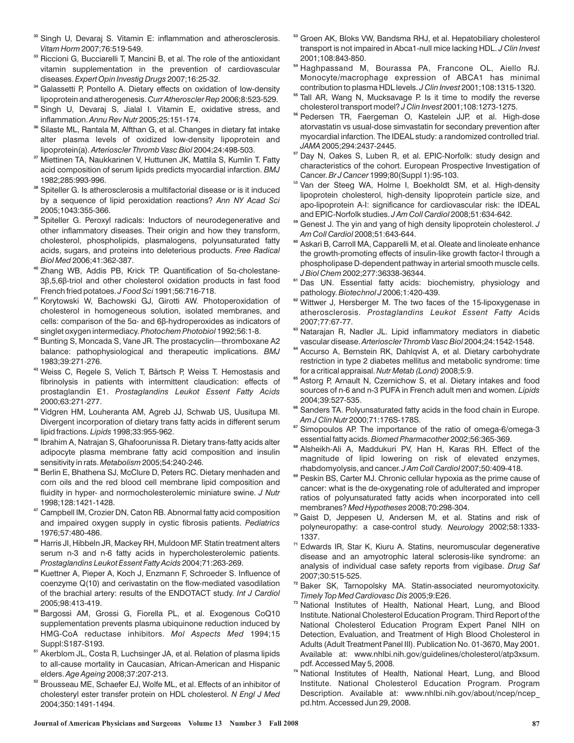32. Singh U, Devaraj S. Vitamin E: inflammation and atherosclerosis. *Vitam Horm* 2007;76:519-549.
33. Riccioni G, Bucciarelli T, Mancini B, et al. The role of the antioxidant vitamin supplementation in the prevention of cardiovascular diseases. *Expert Opin Investig Drugs* 2007;16:25-32.
34. Galassetti P, Pontello A. Dietary effects on oxidation of low-density lipoprotein and atherogenesis. *Curr Atheroscler Rep* 2006;8:523-529.
35. Singh U, Devaraj S, Jialal I. Vitamin E, oxidative stress, and inflammation. *Annu Rev Nutr* 2005;25:151-174.
36. Silaste ML, Rantala M, Alfthan G, et al. Changes in dietary fat intake alter plasma levels of oxidized low-density lipoprotein and lipoprotein(a). *Arterioscler Thromb Vasc Biol* 2004;24:498-503.
37. Miettinen TA, Naukkarinen V, Huttunen JK, Mattila S, Kumlin T. Fatty acid composition of serum lipids predicts myocardial infarction. *BMJ* 1982;285:993-996.
38. Spiteller G. Is atherosclerosis a multifactorial disease or is it induced by a sequence of lipid peroxidation reactions? *Ann NY Acad Sci* 2005;1043:355-366.
39. Spiteller G. Peroxyl radicals: Inductors of neurodegenerative and other inflammatory diseases. Their origin and how they transform, cholesterol, phospholipids, plasmalogens, polyunsaturated fatty acids, sugars, and proteins into deleterious products. *Free Radical Biol Med* 2006;41:362-387.
40. Zhang WB, Addis PB, Krick TP. Quantification of 5α-cholestane-3β,5,6β-triol and other cholesterol oxidation products in fast food French fried potatoes. *J Food Sci* 1991;56:716-718.
41. Korytowski W, Bachowski GJ, Girotti AW. Photoperoxidation of cholesterol in homogeneous solution, isolated membranes, and cells: comparison of the 5α- and 6β-hydroperoxides as indicators of singlet oxygen intermediacy. *Photochem Photobiol* 1992;56:1-8.
42. Bunting S, Moncada S, Vane JR. The prostacyclin—thromboxane A2 balance: pathophysiological and therapeutic implications. *BMJ* 1983;39:271-276.
43. Weiss C, Regele S, Velich T, Bärtsch P, Weiss T. Hemostasis and fibrinolysis in patients with intermittent claudication: effects of prostaglandin E1. *Prostaglandins Leukot Essent Fatty Acids* 2000;63:271-277.
44. Vidgren HM, Louheranta AM, Agreb JJ, Schwab US, Uusitupa MI. Divergent incorporation of dietary trans fatty acids in different serum lipid fractions. *Lipids* 1998;33:955-962.
45. Ibrahim A, Natrajan S, Ghafoorunissa R. Dietary trans-fatty acids alter adipocyte plasma membrane fatty acid composition and insulin sensitivity in rats. *Metabolism* 2005;54:240-246.
46. Berlin E, Bhathena SJ, McClure D, Peters RC. Dietary menhaden and corn oils and the red blood cell membrane lipid composition and fluidity in hyper- and normocholesterolemic miniature swine. *J Nutr* 1998;128:1421-1428.
47. Campbell IM, Crozier DN, Caton RB. Abnormal fatty acid composition and impaired oxygen supply in cystic fibrosis patients. *Pediatrics* 1976;57:480-486.
48. Harris JI, Hibbeln JR, Mackey RH, Muldoon MF. Statin treatment alters serum n-3 and n-6 fatty acids in hypercholesterolemic patients. *Prostaglandins Leukot Essent Fatty Acids* 2004;71:263-269.
49. Kuettner A, Pieper A, Koch J, Enzmann F, Schroeder S. Influence of coenzyme Q(10) and cerivastatin on the flow-mediated vasodilation of the brachial artery: results of the ENDOTACT study. *Int J Cardiol* 2005;98:413-419.
50. Bargossi AM, Grossi G, Fiorella PL, et al. Exogenous CoQ10 supplementation prevents plasma ubiquinone reduction induced by HMG-CoA reductase inhibitors. *Mol Aspects Med* 1994;15 Suppl:S187-S193.
51. Akerblom JL, Costa R, Luchsinger JA, et al. Relation of plasma lipids to all-cause mortality in Caucasian, African-American and Hispanic elders. *Age Ageing* 2008;37:207-213.
52. Brousseau ME, Schaefer EJ, Wolfe ML, et al. Effects of an inhibitor of cholesteryl ester transfer protein on HDL cholesterol. *N Engl J Med* 2004;350:1491-1494.
53. Groen AK, Bloks VW, Bandsma RHJ, et al. Hepatobiliary cholesterol transport is not impaired in Abca1-null mice lacking HDL. *J Clin Invest* 2001;108:843-850.
54. Haghpassand M, Bourassa PA, Francone OL, Aiello RJ. Monocyte/macrophage expression of ABCA1 has minimal contribution to plasma HDL levels. *J Clin Invest* 2001;108:1315-1320.
55. Tall AR, Wang N, Mucksavage P. Is it time to modify the reverse cholesterol transport model? *J Clin Invest* 2001;108:1273-1275.
56. Pedersen TR, Faergeman O, Kastelein JJP, et al. High-dose atorvastatin vs usual-dose simvastatin for secondary prevention after myocardial infarction. The IDEAL study: a randomized controlled trial. *JAMA* 2005;294:2437-2445.
57. Day N, Oakes S, Luben R, et al. EPIC-Norfolk: study design and characteristics of the cohort. European Prospective Investigation of Cancer. *Br J Cancer* 1999;80(Suppl 1):95-103.
58. Van der Steeg WA, Holme I, Boekholdt SM, et al. High-density lipoprotein cholesterol, high-density lipoprotein particle size, and apo-lipoprotein A-I: significance for cardiovascular risk: the IDEAL and EPIC-Norfolk studies. *J Am Coll Cardiol* 2008;51:634-642.
59. Genest J. The yin and yang of high density lipoprotein cholesterol. *J Am Coll Cardiol* 2008;51:643-644.
60. Askari B, Carroll MA, Capparelli M, et al. Oleate and linoleate enhance the growth-promoting effects of insulin-like growth factor-I through a phospholipase D-dependent pathway in arterial smooth muscle cells. *J Biol Chem* 2002;277:36338-36344.
61. Das UN. Essential fatty acids: biochemistry, physiology and pathology. *Biotechnol J* 2006;1:420-439.
62. Wittwer J, Hersberger M. The two faces of the 15-lipoxygenase in atherosclerosis. *Prostaglandins Leukot Essent Fatty Acids* 2007;77:67-77.
63. Natarajan R, Nadler JL. Lipid inflammatory mediators in diabetic vascular disease. *Arterioscler Thromb Vasc Biol* 2004;24:1542-1548.
64. Accurso A, Bernstein RK, Dahlqvist A, et al. Dietary carbohydrate restriction in type 2 diabetes mellitus and metabolic syndrome: time for a critical appraisal. *Nutr Metab (Lond)* 2008;5:9.
65. Astorg P, Arnault N, Czernichow S, et al. Dietary intakes and food sources of n-6 and n-3 PUFA in French adult men and women. *Lipids* 2004;39:527-535.
66. Sanders TA. Polyunsaturated fatty acids in the food chain in Europe. *Am J Clin Nutr* 2000;71:176S-178S.
67. Simopoulos AP. The importance of the ratio of omega-6/omega-3 essential fatty acids. *Biomed Pharmacother* 2002;56:365-369.
68. Alsheikh-Ali A, Maddukuri PV, Han H, Karas RH. Effect of the magnitude of lipid lowering on risk of elevated enzymes, rhabdomyolysis, and cancer. *J Am Coll Cardiol* 2007;50:409-418.
69. Peskin BS, Carter MJ. Chronic cellular hypoxia as the prime cause of cancer: what is the de-oxygenating role of adulterated and improper ratios of polyunsaturated fatty acids when incorporated into cell membranes? *Med Hypotheses* 2008;70:298-304.
70. Gaist D, Jeppesen U, Andersen M, et al. Statins and risk of polyneuropathy: a case-control study. *Neurology* 2002;58:1333-1337.
71. Edwards IR, Star K, Kiuru A. Statins, neuromuscular degenerative disease and an amyotrophic lateral sclerosis-like syndrome: an analysis of individual case safety reports from vigibase. *Drug Saf* 2007;30:515-525.
72. Baker SK, Tarnopolsky MA. Statin-associated neuromyotoxicity. *Timely Top Med Cardiovasc Dis* 2005;9:E26.
73. National Institutes of Health, National Heart, Lung, and Blood Institute. National Cholesterol Education Program. Third Report of the National Cholesterol Education Program Expert Panel NIH on Detection, Evaluation, and Treatment of High Blood Cholesterol in Adults (Adult Treatment Panel III). Publication No. 01-3670, May 2001. Available at: www.nhlbi.nih.gov/guidelines/cholesterol/atp3xsum.pdf. Accessed May 5, 2008.
74. National Institutes of Health, National Heart, Lung, and Blood Institute. National Cholesterol Education Program. Program Description. Available at: www.nhlbi.nih.gov/about/ncep/ncep_pd.htm. Accessed Jun 29, 2008.